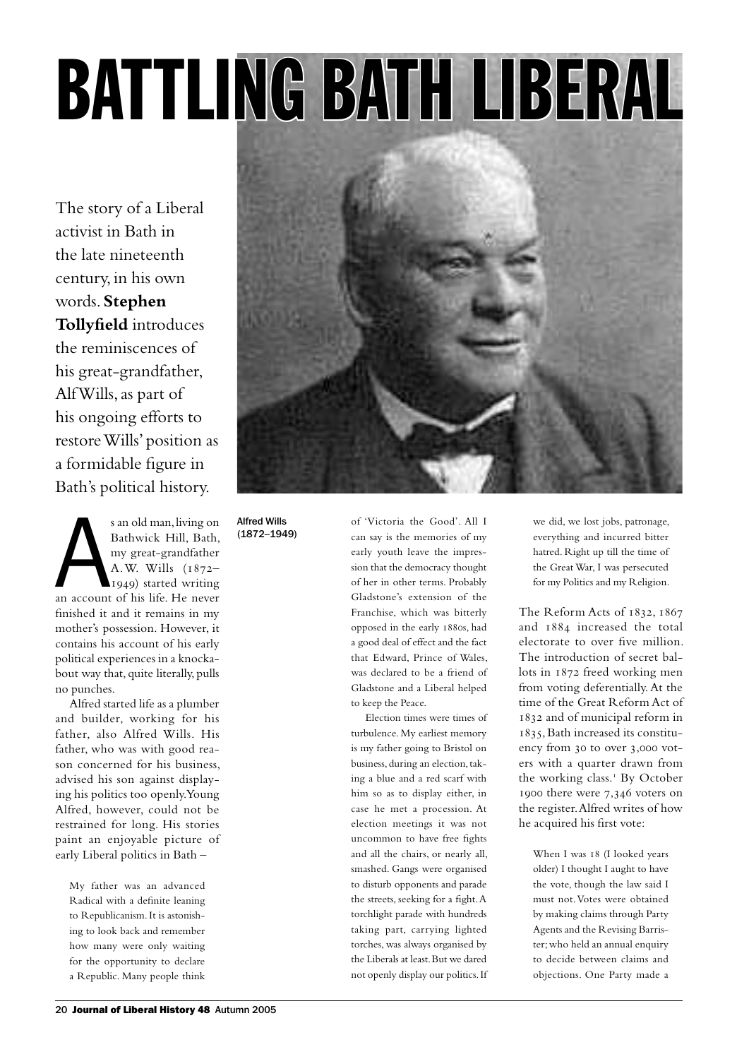# BATTLING BATH LIBERAL

The story of a Liberal activist in Bath in the late nineteenth century, in his own words. **Stephen Tollyfield** introduces the reminiscences of his great-grandfather, Alf Wills, as part of his ongoing efforts to restore Wills' position as a formidable figure in Bath's political history.

Alfred Wills (1872–1949)

As an old man, living on Bathwick Hill, Bath, my great-grandfather A. W. Wills (1872–1949) started writing an account of his life. He never finished it and it remains in my mother's possession. However, it contains his account of his early political experiences in a knockabout way that, quite literally, pulls no punches.

Alfred started life as a plumber and builder, working for his father, also Alfred Wills. His father, who was with good reason concerned for his business, advised his son against displaying his politics too openly. Young Alfred, however, could not be restrained for long. His stories paint an enjoyable picture of early Liberal politics in Bath –

> My father was an advanced Radical with a definite leaning to Republicanism. It is astonishing to look back and remember how many were only waiting for the opportunity to declare a Republic. Many people think of 'Victoria the Good'. All I can say is the memories of my early youth leave the impression that the democracy thought of her in other terms. Probably Gladstone's extension of the Franchise, which was bitterly opposed in the early 1880s, had a good deal of effect and the fact that Edward, Prince of Wales, was declared to be a friend of Gladstone and a Liberal helped to keep the Peace.
>
> Election times were times of turbulence. My earliest memory is my father going to Bristol on business, during an election, taking a blue and a red scarf with him so as to display either, in case he met a procession. At election meetings it was not uncommon to have free fights and all the chairs, or nearly all, smashed. Gangs were organised to disturb opponents and parade the streets, seeking for a fight. A torchlight parade with hundreds taking part, carrying lighted torches, was always organised by the Liberals at least. But we dared not openly display our politics. If we did, we lost jobs, patronage, everything and incurred bitter hatred. Right up till the time of the Great War, I was persecuted for my Politics and my Religion.

The Reform Acts of 1832, 1867 and 1884 increased the total electorate to over five million. The introduction of secret ballots in 1872 freed working men from voting deferentially. At the time of the Great Reform Act of 1832 and of municipal reform in 1835, Bath increased its constituency from 30 to over 3,000 voters with a quarter drawn from the working class.[1] By October 1900 there were 7,346 voters on the register. Alfred writes of how he acquired his first vote:

> When I was 18 (I looked years older) I thought I aught to have the vote, though the law said I must not. Votes were obtained by making claims through Party Agents and the Revising Barrister; who held an annual enquiry to decide between claims and objections. One Party made a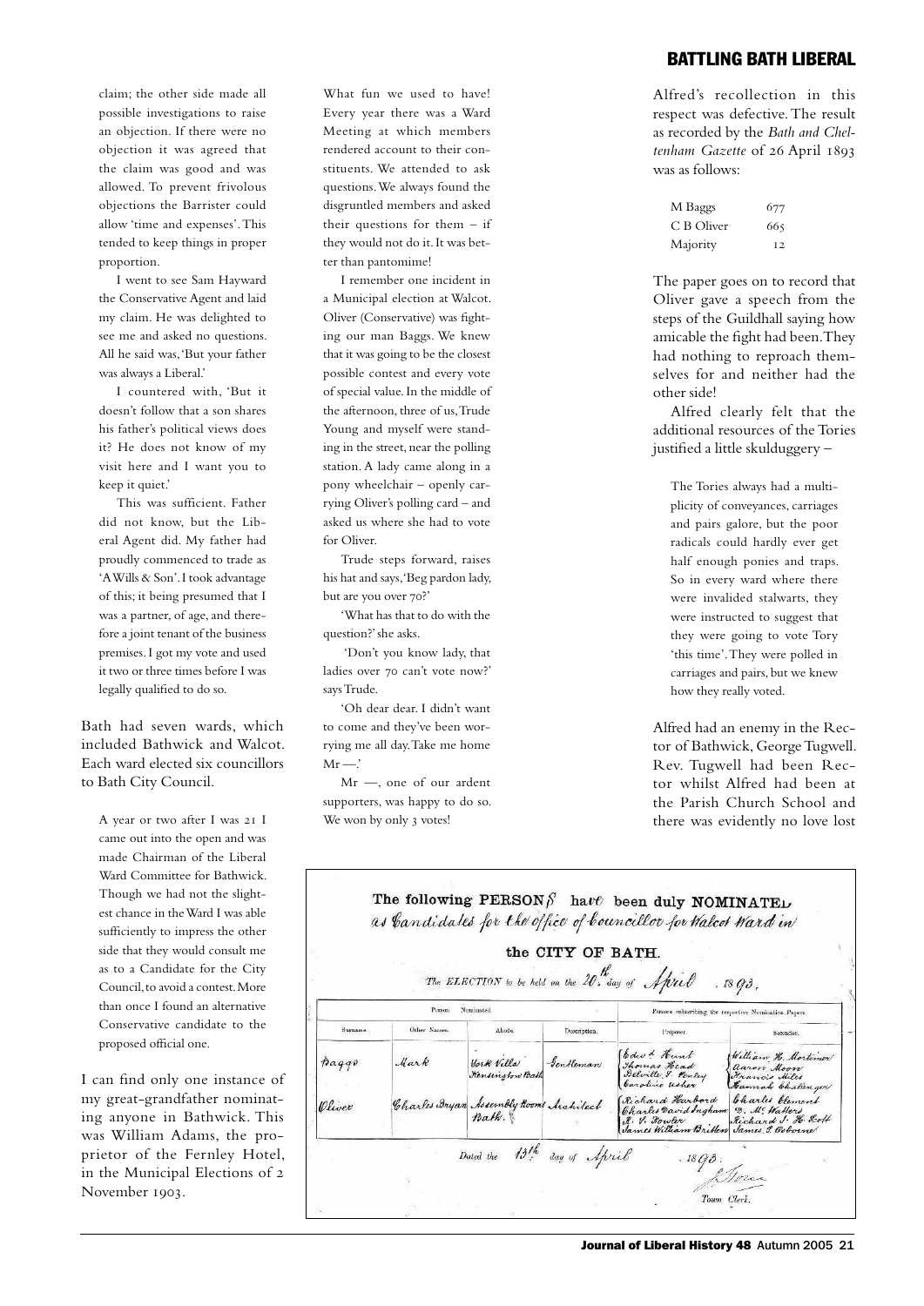claim; the other side made all possible investigations to raise an objection. If there were no objection it was agreed that the claim was good and was allowed. To prevent frivolous objections the Barrister could allow 'time and expenses'. This tended to keep things in proper proportion.

> I went to see Sam Hayward the Conservative Agent and laid my claim. He was delighted to see me and asked no questions. All he said was, 'But your father was always a Liberal.'
>
> I countered with, 'But it doesn't follow that a son shares his father's political views does it? He does not know of my visit here and I want you to keep it quiet.'
>
> This was sufficient. Father did not know, but the Liberal Agent did. My father had proudly commenced to trade as 'A Wills & Son'. I took advantage of this; it being presumed that I was a partner, of age, and therefore a joint tenant of the business premises. I got my vote and used it two or three times before I was legally qualified to do so.

Bath had seven wards, which included Bathwick and Walcot. Each ward elected six councillors to Bath City Council.

> A year or two after I was 21 I came out into the open and was made Chairman of the Liberal Ward Committee for Bathwick. Though we had not the slightest chance in the Ward I was able sufficiently to impress the other side that they would consult me as to a Candidate for the City Council, to avoid a contest. More than once I found an alternative Conservative candidate to the proposed official one.

I can find only one instance of my great-grandfather nominating anyone in Bathwick. This was William Adams, the proprietor of the Fernley Hotel, in the Municipal Elections of 2 November 1903.

> What fun we used to have! Every year there was a Ward Meeting at which members rendered account to their constituents. We attended to ask questions. We always found the disgruntled members and asked their questions for them – if they would not do it. It was better than pantomime!
>
> I remember one incident in a Municipal election at Walcot. Oliver (Conservative) was fighting our man Baggs. We knew that it was going to be the closest possible contest and every vote of special value. In the middle of the afternoon, three of us, Trude Young and myself were standing in the street, near the polling station. A lady came along in a pony wheelchair – openly carrying Oliver's polling card – and asked us where she had to vote for Oliver.
>
> Trude steps forward, raises his hat and says, 'Beg pardon lady, but are you over 70?'
>
> 'What has that to do with the question?' she asks.
>
> 'Don't you know lady, that ladies over 70 can't vote now?' says Trude.
>
> 'Oh dear dear. I didn't want to come and they've been worrying me all day. Take me home Mr —.'
>
> Mr —, one of our ardent supporters, was happy to do so. We won by only 3 votes!

Alfred's recollection in this respect was defective. The result as recorded by the *Bath and Cheltenham Gazette* of 26 April 1893 was as follows:

| | |
|---|---|
| M Baggs | 677 |
| C B Oliver | 665 |
| Majority | 12 |

The paper goes on to record that Oliver gave a speech from the steps of the Guildhall saying how amicable the fight had been. They had nothing to reproach themselves for and neither had the other side!

Alfred clearly felt that the additional resources of the Tories justified a little skulduggery –

> The Tories always had a multiplicity of conveyances, carriages and pairs galore, but the poor radicals could hardly ever get half enough ponies and traps. So in every ward where there were invalided stalwarts, they were instructed to suggest that they were going to vote Tory 'this time'. They were polled in carriages and pairs, but we knew how they really voted.

Alfred had an enemy in the Rector of Bathwick, George Tugwell. Rev. Tugwell had been Rector whilst Alfred had been at the Parish Church School and there was evidently no love lost

The following PERSONS have been duly NOMINATED as Candidates for the office of Councillor for Walcot Ward in the CITY OF BATH.

The ELECTION to be held on the 20th day of April 1893.

| Surname | Other Names | Abode | Description | Proposer | Seconder |
|---|---|---|---|---|---|
| Baggs | Mark | York Villa Kensington Bath | Gentleman | Edw^d Hunt, Thomas Head, Belville F. Pinley, Caroline Usher | William H. Mortimer, Aaron Moon, Francis Miles, Hannah Challenger |
| Oliver | Charles Bryan | Assembly Rooms Bath | Architect | Richard Harbord, Charles David Ingham, J. I. Fowler, James William Britten | Charles Clement, D. McWalters, Richard J. H. Scott, James E. Osborne |

Dated the 13th day of April 1893.

Town Clerk.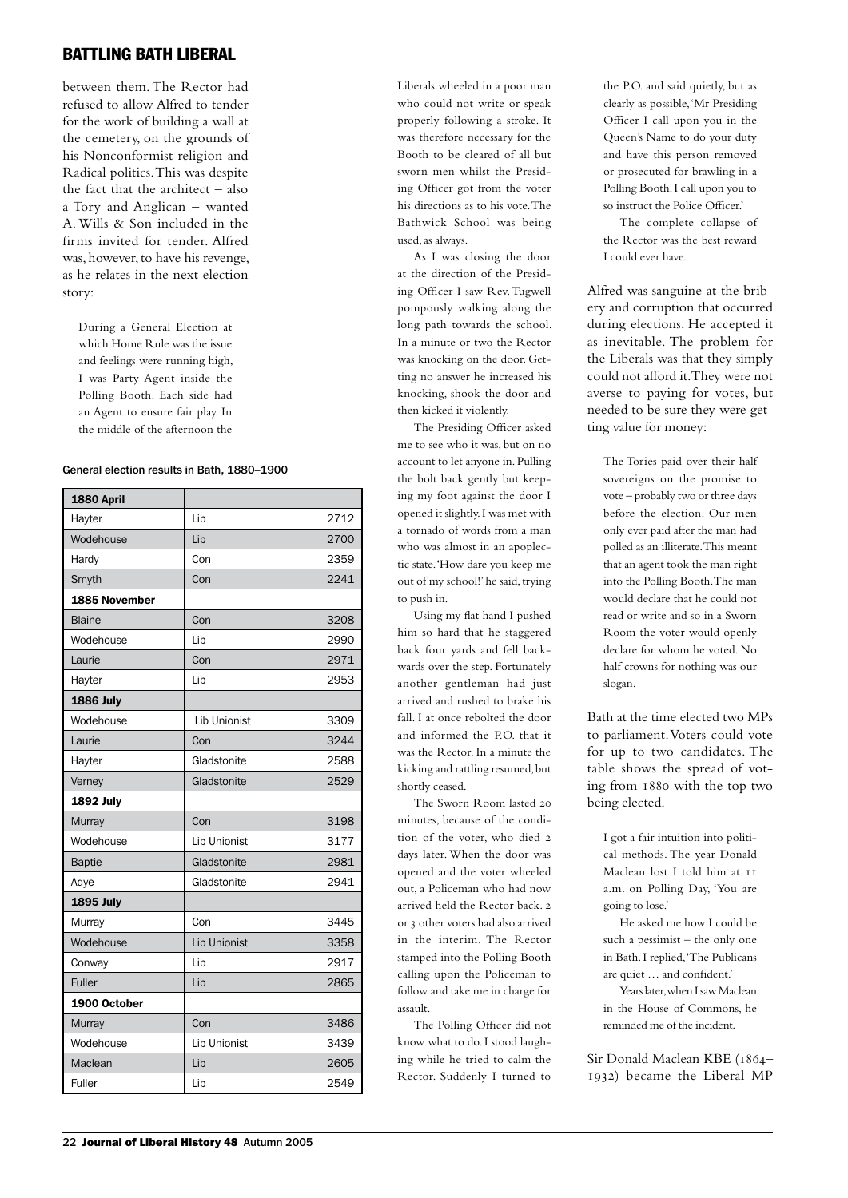between them. The Rector had refused to allow Alfred to tender for the work of building a wall at the cemetery, on the grounds of his Nonconformist religion and Radical politics. This was despite the fact that the architect – also a Tory and Anglican – wanted A. Wills & Son included in the firms invited for tender. Alfred was, however, to have his revenge, as he relates in the next election story:

> During a General Election at which Home Rule was the issue and feelings were running high, I was Party Agent inside the Polling Booth. Each side had an Agent to ensure fair play. In the middle of the afternoon the Liberals wheeled in a poor man who could not write or speak properly following a stroke. It was therefore necessary for the Booth to be cleared of all but sworn men whilst the Presiding Officer got from the voter his directions as to his vote. The Bathwick School was being used, as always.
>
> As I was closing the door at the direction of the Presiding Officer I saw Rev. Tugwell pompously walking along the long path towards the school. In a minute or two the Rector was knocking on the door. Getting no answer he increased his knocking, shook the door and then kicked it violently.
>
> The Presiding Officer asked me to see who it was, but on no account to let anyone in. Pulling the bolt back gently but keeping my foot against the door I opened it slightly. I was met with a tornado of words from a man who was almost in an apoplectic state. 'How dare you keep me out of my school!' he said, trying to push in.
>
> Using my flat hand I pushed him so hard that he staggered back four yards and fell backwards over the step. Fortunately another gentleman had just arrived and rushed to brake his fall. I at once rebolted the door and informed the P.O. that it was the Rector. In a minute the kicking and rattling resumed, but shortly ceased.
>
> The Sworn Room lasted 20 minutes, because of the condition of the voter, who died 2 days later. When the door was opened and the voter wheeled out, a Policeman who had now arrived held the Rector back. 2 or 3 other voters had also arrived in the interim. The Rector stamped into the Polling Booth calling upon the Policeman to follow and take me in charge for assault.
>
> The Polling Officer did not know what to do. I stood laughing while he tried to calm the Rector. Suddenly I turned to the P.O. and said quietly, but as clearly as possible, 'Mr Presiding Officer I call upon you in the Queen's Name to do your duty and have this person removed or prosecuted for brawling in a Polling Booth. I call upon you to so instruct the Police Officer.'
>
> The complete collapse of the Rector was the best reward I could ever have.

Alfred was sanguine at the bribery and corruption that occurred during elections. He accepted it as inevitable. The problem for the Liberals was that they simply could not afford it. They were not averse to paying for votes, but needed to be sure they were getting value for money:

> The Tories paid over their half sovereigns on the promise to vote – probably two or three days before the election. Our men only ever paid after the man had polled as an illiterate. This meant that an agent took the man right into the Polling Booth. The man would declare that he could not read or write and so in a Sworn Room the voter would openly declare for whom he voted. No half crowns for nothing was our slogan.

Bath at the time elected two MPs to parliament. Voters could vote for up to two candidates. The table shows the spread of voting from 1880 with the top two being elected.

> I got a fair intuition into political methods. The year Donald Maclean lost I told him at 11 a.m. on Polling Day, 'You are going to lose.'
>
> He asked me how I could be such a pessimist – the only one in Bath. I replied, 'The Publicans are quiet … and confident.'
>
> Years later, when I saw Maclean in the House of Commons, he reminded me of the incident.

Sir Donald Maclean KBE (1864–1932) became the Liberal MP

**General election results in Bath, 1880–1900**

| **1880 April** | | |
|---|---|---|
| Hayter | Lib | 2712 |
| Wodehouse | Lib | 2700 |
| Hardy | Con | 2359 |
| Smyth | Con | 2241 |
| **1885 November** | | |
| Blaine | Con | 3208 |
| Wodehouse | Lib | 2990 |
| Laurie | Con | 2971 |
| Hayter | Lib | 2953 |
| **1886 July** | | |
| Wodehouse | Lib Unionist | 3309 |
| Laurie | Con | 3244 |
| Hayter | Gladstonite | 2588 |
| Verney | Gladstonite | 2529 |
| **1892 July** | | |
| Murray | Con | 3198 |
| Wodehouse | Lib Unionist | 3177 |
| Baptie | Gladstonite | 2981 |
| Adye | Gladstonite | 2941 |
| **1895 July** | | |
| Murray | Con | 3445 |
| Wodehouse | Lib Unionist | 3358 |
| Conway | Lib | 2917 |
| Fuller | Lib | 2865 |
| **1900 October** | | |
| Murray | Con | 3486 |
| Wodehouse | Lib Unionist | 3439 |
| Maclean | Lib | 2605 |
| Fuller | Lib | 2549 |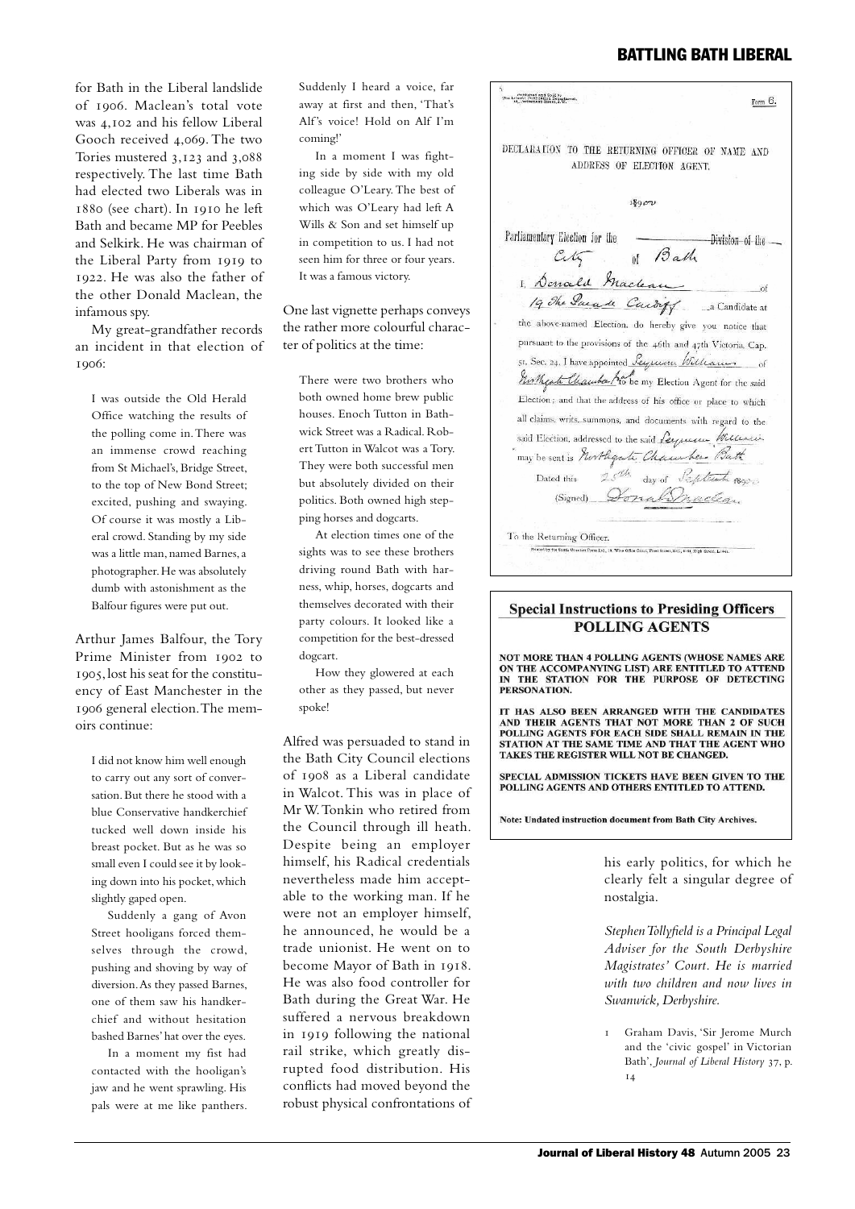for Bath in the Liberal landslide of 1906. Maclean's total vote was 4,102 and his fellow Liberal Gooch received 4,069. The two Tories mustered 3,123 and 3,088 respectively. The last time Bath had elected two Liberals was in 1880 (see chart). In 1910 he left Bath and became MP for Peebles and Selkirk. He was chairman of the Liberal Party from 1919 to 1922. He was also the father of the other Donald Maclean, the infamous spy.

My great-grandfather records an incident in that election of 1906:

> I was outside the Old Herald Office watching the results of the polling come in. There was an immense crowd reaching from St Michael's, Bridge Street, to the top of New Bond Street; excited, pushing and swaying. Of course it was mostly a Liberal crowd. Standing by my side was a little man, named Barnes, a photographer. He was absolutely dumb with astonishment as the Balfour figures were put out.

Arthur James Balfour, the Tory Prime Minister from 1902 to 1905, lost his seat for the constituency of East Manchester in the 1906 general election. The memoirs continue:

> I did not know him well enough to carry out any sort of conversation. But there he stood with a blue Conservative handkerchief tucked well down inside his breast pocket. But as he was so small even I could see it by looking down into his pocket, which slightly gaped open.
>
> Suddenly a gang of Avon Street hooligans forced themselves through the crowd, pushing and shoving by way of diversion. As they passed Barnes, one of them saw his handkerchief and without hesitation bashed Barnes' hat over the eyes.
>
> In a moment my fist had contacted with the hooligan's jaw and he went sprawling. His pals were at me like panthers. Suddenly I heard a voice, far away at first and then, 'That's Alf's voice! Hold on Alf I'm coming!'
>
> In a moment I was fighting side by side with my old colleague O'Leary. The best of which was O'Leary had left A Wills & Son and set himself up in competition to us. I had not seen him for three or four years. It was a famous victory.

One last vignette perhaps conveys the rather more colourful character of politics at the time:

> There were two brothers who both owned home brew public houses. Enoch Tutton in Bathwick Street was a Radical. Robert Tutton in Walcot was a Tory. They were both successful men but absolutely divided on their politics. Both owned high stepping horses and dogcarts.
>
> At election times one of the sights was to see these brothers driving round Bath with harness, whip, horses, dogcarts and themselves decorated with their party colours. It looked like a competition for the best-dressed dogcart.
>
> How they glowered at each other as they passed, but never spoke!

Alfred was persuaded to stand in the Bath City Council elections of 1908 as a Liberal candidate in Walcot. This was in place of Mr W. Tonkin who retired from the Council through ill heath. Despite being an employer himself, his Radical credentials nevertheless made him acceptable to the working man. If he were not an employer himself, he announced, he would be a trade unionist. He went on to become Mayor of Bath in 1918. He was also food controller for Bath during the Great War. He suffered a nervous breakdown in 1919 following the national rail strike, which greatly disrupted food distribution. His conflicts had moved beyond the robust physical confrontations of his early politics, for which he clearly felt a singular degree of nostalgia.

Form 6.

DECLARATION TO THE RETURNING OFFICER OF NAME AND ADDRESS OF ELECTION AGENT.

1890

Parliamentary Election for the City of Bath —Division of the—

I, Donald Maclean of 19 The Parade Cardiff a Candidate at the above-named Election, do hereby give you notice that pursuant to the provisions of the 46th and 47th Victoria, Cap. 51, Sec. 24, I have appointed Seymour Williams of Northgate Chambers to be my Election Agent for the said Election; and that the address of his office or place to which all claims, writs, summons, and documents with regard to the said Election, addressed to the said Seymour Williams may be sent is Northgate Chambers Bath

Dated this 25th day of September 1890

(Signed) Donald Maclean

To the Returning Officer.

**Special Instructions to Presiding Officers**

**POLLING AGENTS**

**NOT MORE THAN 4 POLLING AGENTS (WHOSE NAMES ARE ON THE ACCOMPANYING LIST) ARE ENTITLED TO ATTEND IN THE STATION FOR THE PURPOSE OF DETECTING PERSONATION.**

**IT HAS ALSO BEEN ARRANGED WITH THE CANDIDATES AND THEIR AGENTS THAT NOT MORE THAN 2 OF SUCH POLLING AGENTS FOR EACH SIDE SHALL REMAIN IN THE STATION AT THE SAME TIME AND THAT THE AGENT WHO TAKES THE REGISTER WILL NOT BE CHANGED.**

**SPECIAL ADMISSION TICKETS HAVE BEEN GIVEN TO THE POLLING AGENTS AND OTHERS ENTITLED TO ATTEND.**

**Note: Undated instruction document from Bath City Archives.**

*Stephen Tollyfield is a Principal Legal Adviser for the South Derbyshire Magistrates' Court. He is married with two children and now lives in Swanwick, Derbyshire.*

1 Graham Davis, 'Sir Jerome Murch and the 'civic gospel' in Victorian Bath', *Journal of Liberal History* 37, p. 14